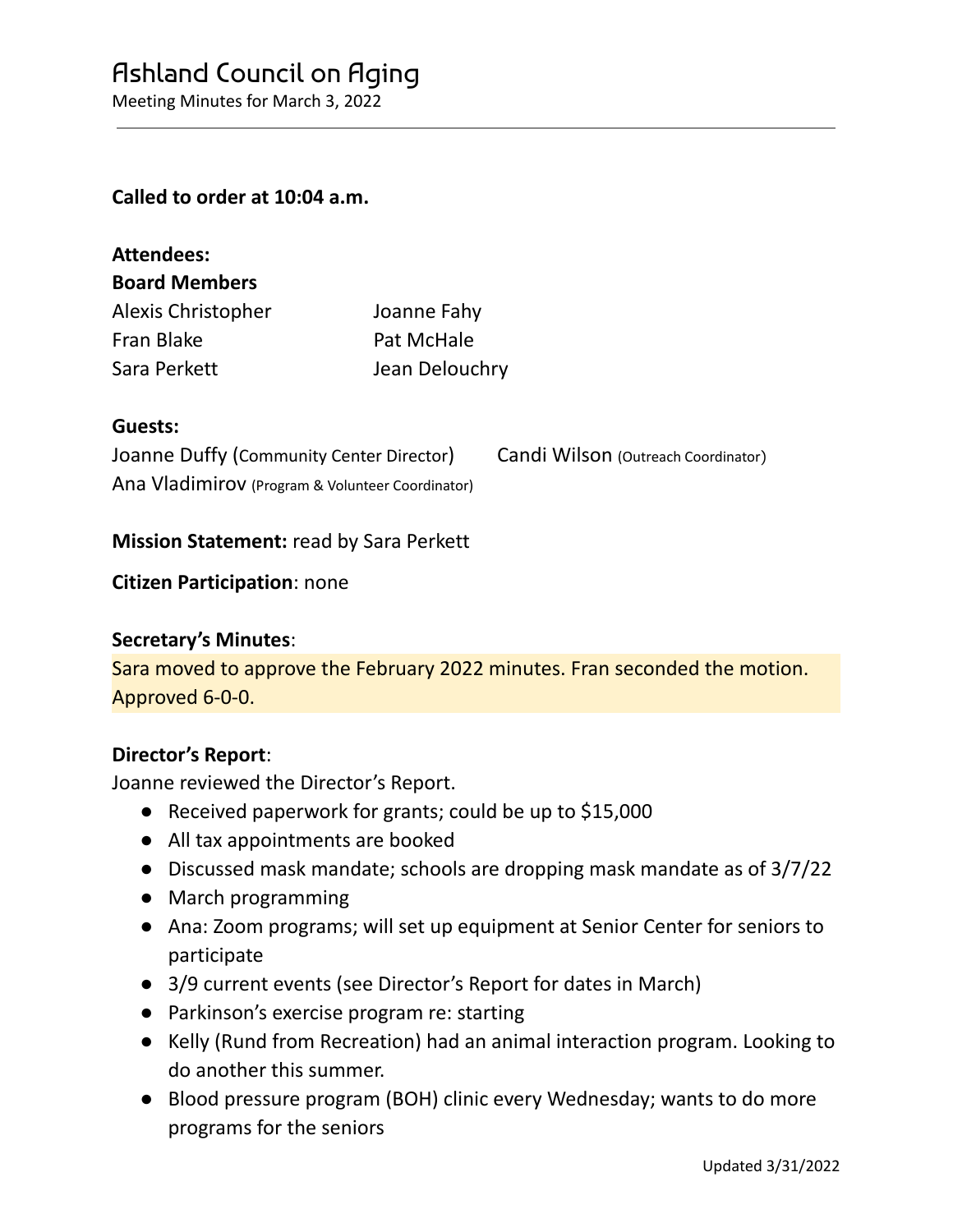# Ashland Council on Aging

Meeting Minutes for March 3, 2022

**Called to order at 10:04 a.m.**

**Attendees:**

**Board Members**

Alexis Christopher
Fran Blake
Sara Perkett
Joanne Fahy
Pat McHale
Jean Delouchry

**Guests:**

Joanne Duffy (Community Center Director)
Candi Wilson (Outreach Coordinator)
Ana Vladimirov (Program & Volunteer Coordinator)

**Mission Statement:** read by Sara Perkett

**Citizen Participation**: none

**Secretary's Minutes**:

Sara moved to approve the February 2022 minutes. Fran seconded the motion. Approved 6-0-0.

**Director's Report**:

Joanne reviewed the Director's Report.

- Received paperwork for grants; could be up to $15,000
- All tax appointments are booked
- Discussed mask mandate; schools are dropping mask mandate as of 3/7/22
- March programming
- Ana: Zoom programs; will set up equipment at Senior Center for seniors to participate
- 3/9 current events (see Director's Report for dates in March)
- Parkinson's exercise program re: starting
- Kelly (Rund from Recreation) had an animal interaction program. Looking to do another this summer.
- Blood pressure program (BOH) clinic every Wednesday; wants to do more programs for the seniors

Updated 3/31/2022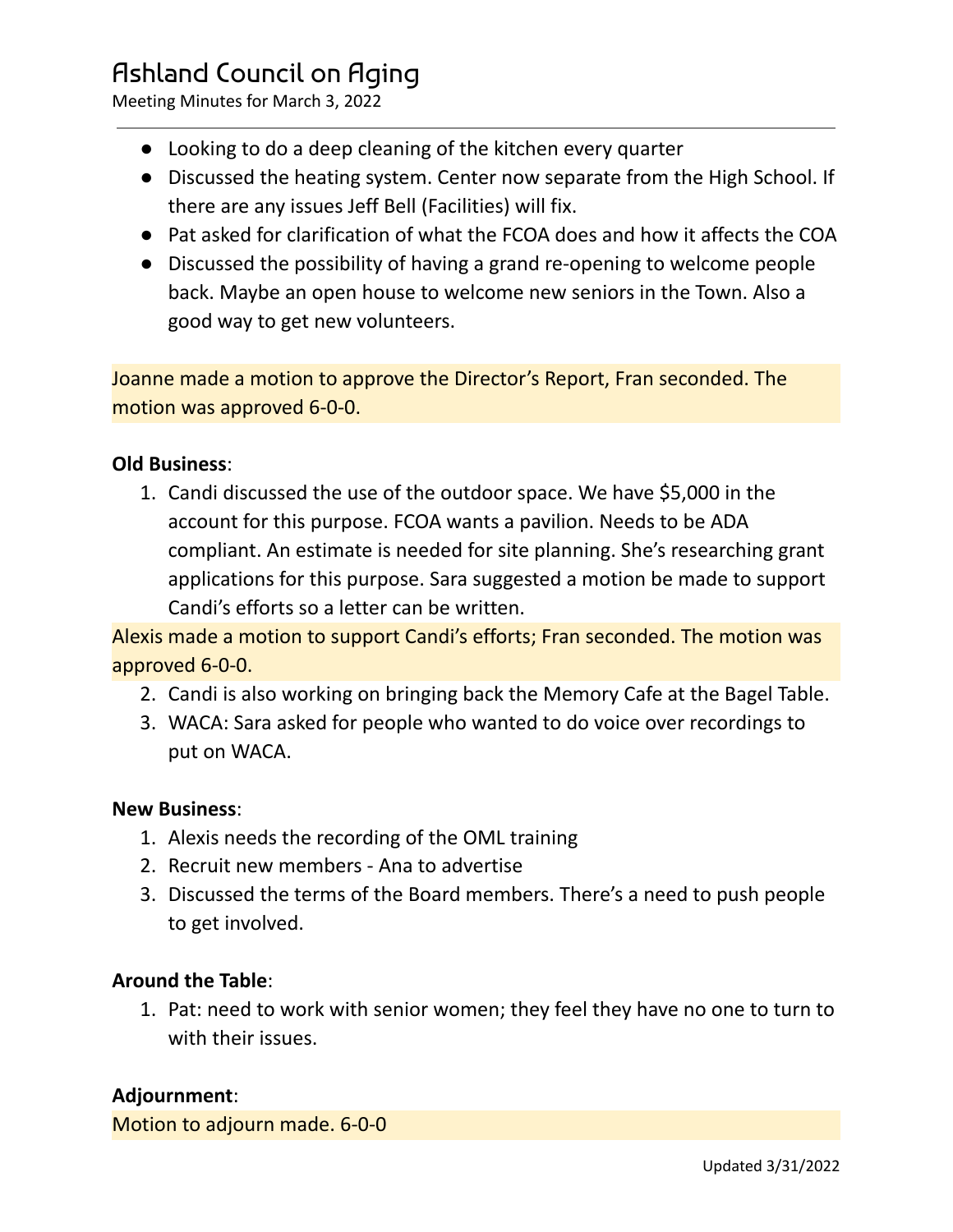- Looking to do a deep cleaning of the kitchen every quarter
- Discussed the heating system. Center now separate from the High School. If there are any issues Jeff Bell (Facilities) will fix.
- Pat asked for clarification of what the FCOA does and how it affects the COA
- Discussed the possibility of having a grand re-opening to welcome people back. Maybe an open house to welcome new seniors in the Town. Also a good way to get new volunteers.

Joanne made a motion to approve the Director's Report, Fran seconded. The motion was approved 6-0-0.

**Old Business**:

1. Candi discussed the use of the outdoor space. We have $5,000 in the account for this purpose. FCOA wants a pavilion. Needs to be ADA compliant. An estimate is needed for site planning. She's researching grant applications for this purpose. Sara suggested a motion be made to support Candi's efforts so a letter can be written.

Alexis made a motion to support Candi's efforts; Fran seconded. The motion was approved 6-0-0.

2. Candi is also working on bringing back the Memory Cafe at the Bagel Table.
3. WACA: Sara asked for people who wanted to do voice over recordings to put on WACA.

**New Business**:

1. Alexis needs the recording of the OML training
2. Recruit new members - Ana to advertise
3. Discussed the terms of the Board members. There's a need to push people to get involved.

**Around the Table**:

1. Pat: need to work with senior women; they feel they have no one to turn to with their issues.

**Adjournment**:

Motion to adjourn made. 6-0-0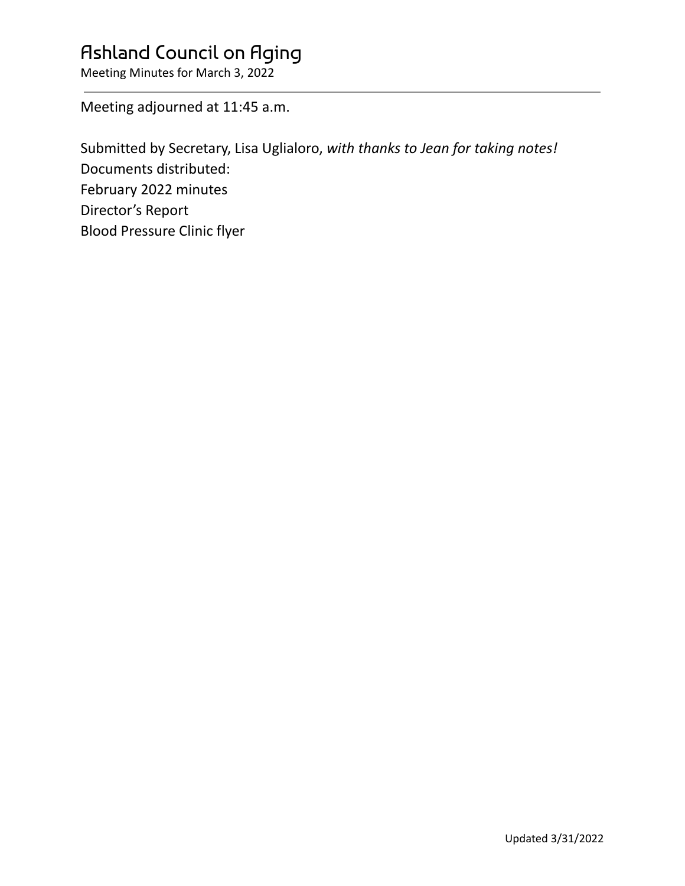Meeting adjourned at 11:45 a.m.

Submitted by Secretary, Lisa Uglialoro, *with thanks to Jean for taking notes!*

Documents distributed:

February 2022 minutes

Director's Report

Blood Pressure Clinic flyer